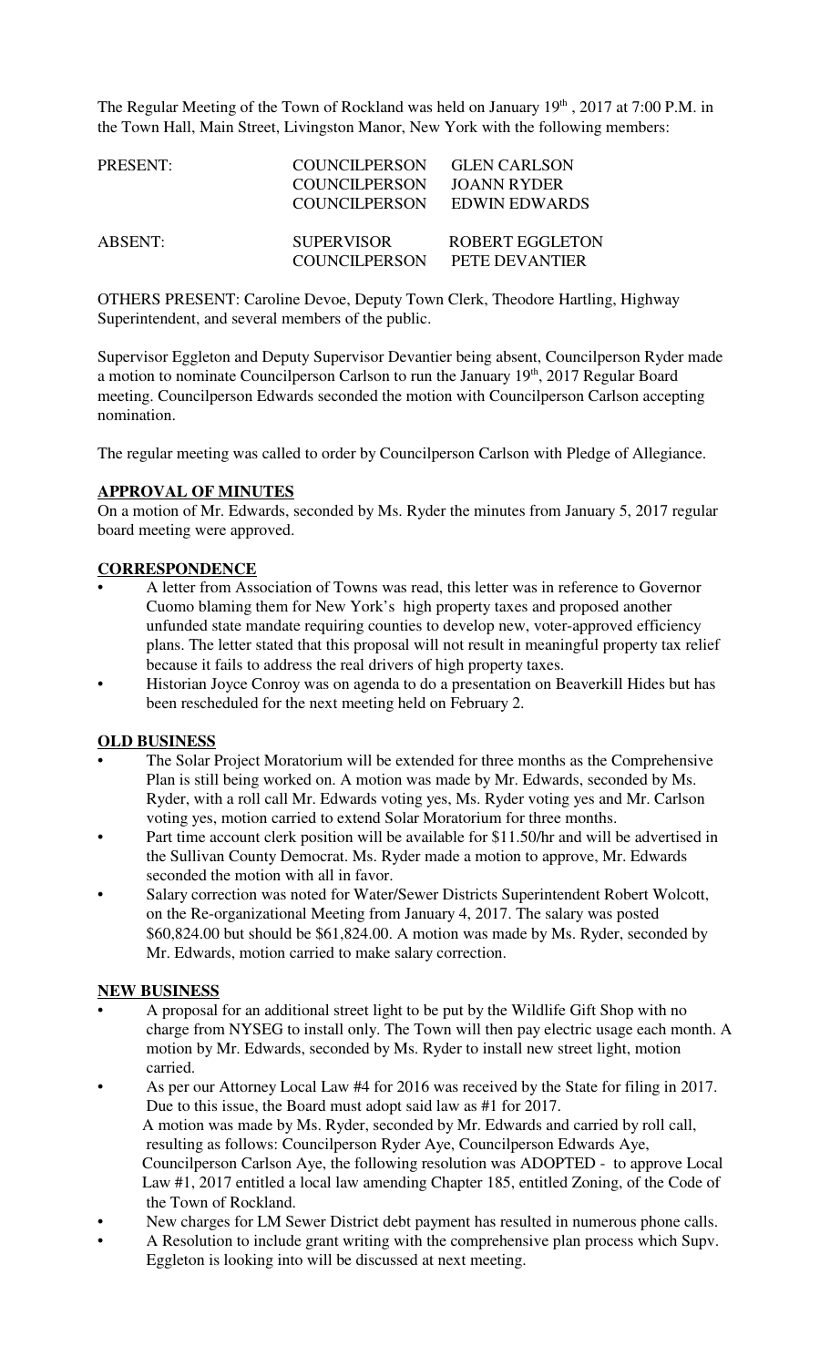The Regular Meeting of the Town of Rockland was held on January 19th , 2017 at 7:00 P.M. in the Town Hall, Main Street, Livingston Manor, New York with the following members:

| | | |
|---|---|---|
| PRESENT: | COUNCILPERSON | GLEN CARLSON |
| | COUNCILPERSON | JOANN RYDER |
| | COUNCILPERSON | EDWIN EDWARDS |
| ABSENT: | SUPERVISOR | ROBERT EGGLETON |
| | COUNCILPERSON | PETE DEVANTIER |

OTHERS PRESENT: Caroline Devoe, Deputy Town Clerk, Theodore Hartling, Highway Superintendent, and several members of the public.

Supervisor Eggleton and Deputy Supervisor Devantier being absent, Councilperson Ryder made a motion to nominate Councilperson Carlson to run the January 19th, 2017 Regular Board meeting. Councilperson Edwards seconded the motion with Councilperson Carlson accepting nomination.

The regular meeting was called to order by Councilperson Carlson with Pledge of Allegiance.

**APPROVAL OF MINUTES**

On a motion of Mr. Edwards, seconded by Ms. Ryder the minutes from January 5, 2017 regular board meeting were approved.

**CORRESPONDENCE**

- A letter from Association of Towns was read, this letter was in reference to Governor Cuomo blaming them for New York's high property taxes and proposed another unfunded state mandate requiring counties to develop new, voter-approved efficiency plans. The letter stated that this proposal will not result in meaningful property tax relief because it fails to address the real drivers of high property taxes.
- Historian Joyce Conroy was on agenda to do a presentation on Beaverkill Hides but has been rescheduled for the next meeting held on February 2.

**OLD BUSINESS**

- The Solar Project Moratorium will be extended for three months as the Comprehensive Plan is still being worked on. A motion was made by Mr. Edwards, seconded by Ms. Ryder, with a roll call Mr. Edwards voting yes, Ms. Ryder voting yes and Mr. Carlson voting yes, motion carried to extend Solar Moratorium for three months.
- Part time account clerk position will be available for $11.50/hr and will be advertised in the Sullivan County Democrat. Ms. Ryder made a motion to approve, Mr. Edwards seconded the motion with all in favor.
- Salary correction was noted for Water/Sewer Districts Superintendent Robert Wolcott, on the Re-organizational Meeting from January 4, 2017. The salary was posted $60,824.00 but should be $61,824.00. A motion was made by Ms. Ryder, seconded by Mr. Edwards, motion carried to make salary correction.

**NEW BUSINESS**

- A proposal for an additional street light to be put by the Wildlife Gift Shop with no charge from NYSEG to install only. The Town will then pay electric usage each month. A motion by Mr. Edwards, seconded by Ms. Ryder to install new street light, motion carried.
- As per our Attorney Local Law #4 for 2016 was received by the State for filing in 2017. Due to this issue, the Board must adopt said law as #1 for 2017.
  A motion was made by Ms. Ryder, seconded by Mr. Edwards and carried by roll call, resulting as follows: Councilperson Ryder Aye, Councilperson Edwards Aye, Councilperson Carlson Aye, the following resolution was ADOPTED - to approve Local Law #1, 2017 entitled a local law amending Chapter 185, entitled Zoning, of the Code of the Town of Rockland.
- New charges for LM Sewer District debt payment has resulted in numerous phone calls.
- A Resolution to include grant writing with the comprehensive plan process which Supv. Eggleton is looking into will be discussed at next meeting.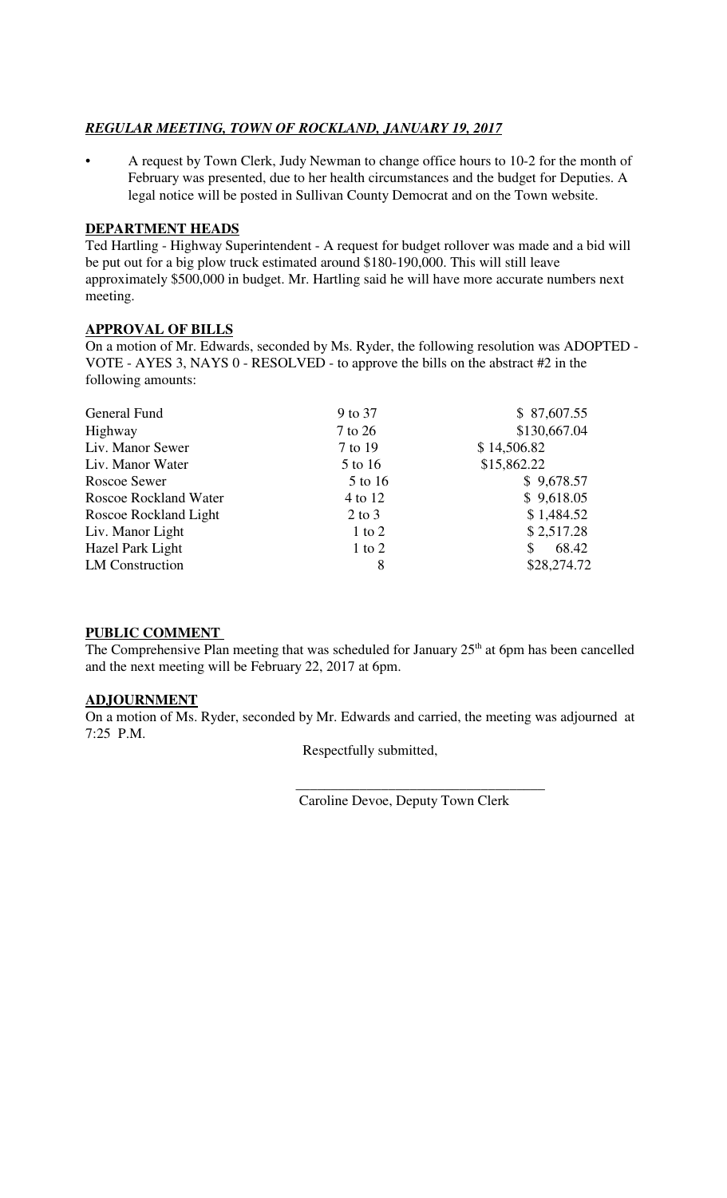***REGULAR MEETING, TOWN OF ROCKLAND, JANUARY 19, 2017***

- A request by Town Clerk, Judy Newman to change office hours to 10-2 for the month of February was presented, due to her health circumstances and the budget for Deputies. A legal notice will be posted in Sullivan County Democrat and on the Town website.

**DEPARTMENT HEADS**

Ted Hartling - Highway Superintendent - A request for budget rollover was made and a bid will be put out for a big plow truck estimated around $180-190,000. This will still leave approximately $500,000 in budget. Mr. Hartling said he will have more accurate numbers next meeting.

**APPROVAL OF BILLS**

On a motion of Mr. Edwards, seconded by Ms. Ryder, the following resolution was ADOPTED - VOTE - AYES 3, NAYS 0 - RESOLVED - to approve the bills on the abstract #2 in the following amounts:

| | | |
|---|---|---|
| General Fund | 9 to 37 | $ 87,607.55 |
| Highway | 7 to 26 | $130,667.04 |
| Liv. Manor Sewer | 7 to 19 | $ 14,506.82 |
| Liv. Manor Water | 5 to 16 | $15,862.22 |
| Roscoe Sewer | 5 to 16 | $ 9,678.57 |
| Roscoe Rockland Water | 4 to 12 | $ 9,618.05 |
| Roscoe Rockland Light | 2 to 3 | $ 1,484.52 |
| Liv. Manor Light | 1 to 2 | $ 2,517.28 |
| Hazel Park Light | 1 to 2 | $ 68.42 |
| LM Construction | 8 | $28,274.72 |

**PUBLIC COMMENT**

The Comprehensive Plan meeting that was scheduled for January 25th at 6pm has been cancelled and the next meeting will be February 22, 2017 at 6pm.

**ADJOURNMENT**

On a motion of Ms. Ryder, seconded by Mr. Edwards and carried, the meeting was adjourned at 7:25 P.M.

Respectfully submitted,

\_\_\_\_\_\_\_\_\_\_\_\_\_\_\_\_\_\_\_\_\_\_\_\_\_\_\_\_\_\_\_\_\_\_\_

Caroline Devoe, Deputy Town Clerk